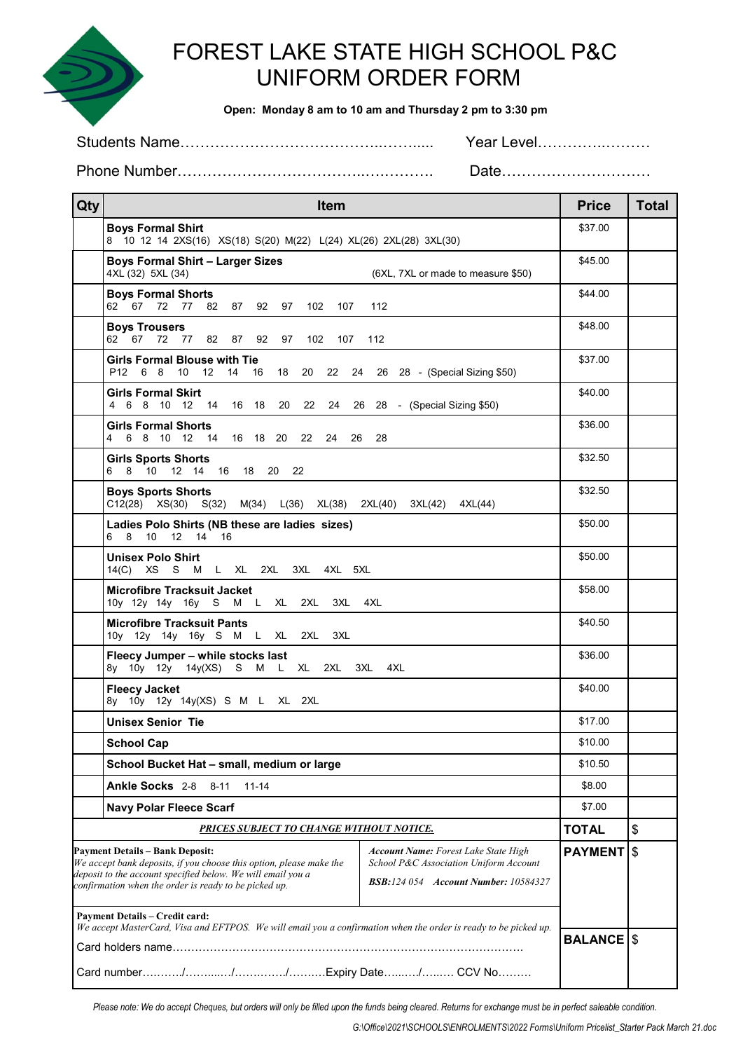# FOREST LAKE STATE HIGH SCHOOL P&C UNIFORM ORDER FORM

**Open: Monday 8 am to 10 am and Thursday 2 pm to 3:30 pm**

Students Name……………………………………..……..... Year Level………….………

Phone Number………………………………..…………. Date…………………………

| Qty | Item | Price | Total |
|---|---|---|---|
| | **Boys Formal Shirt**<br>8 10 12 14 2XS(16) XS(18) S(20) M(22) L(24) XL(26) 2XL(28) 3XL(30) | $37.00 | |
| | **Boys Formal Shirt – Larger Sizes**<br>4XL (32) 5XL (34) (6XL, 7XL or made to measure $50) | $45.00 | |
| | **Boys Formal Shorts**<br>62 67 72 77 82 87 92 97 102 107 112 | $44.00 | |
| | **Boys Trousers**<br>62 67 72 77 82 87 92 97 102 107 112 | $48.00 | |
| | **Girls Formal Blouse with Tie**<br>P12 6 8 10 12 14 16 18 20 22 24 26 28 - (Special Sizing $50) | $37.00 | |
| | **Girls Formal Skirt**<br>4 6 8 10 12 14 16 18 20 22 24 26 28 - (Special Sizing $50) | $40.00 | |
| | **Girls Formal Shorts**<br>4 6 8 10 12 14 16 18 20 22 24 26 28 | $36.00 | |
| | **Girls Sports Shorts**<br>6 8 10 12 14 16 18 20 22 | $32.50 | |
| | **Boys Sports Shorts**<br>C12(28) XS(30) S(32) M(34) L(36) XL(38) 2XL(40) 3XL(42) 4XL(44) | $32.50 | |
| | **Ladies Polo Shirts (NB these are ladies sizes)**<br>6 8 10 12 14 16 | $50.00 | |
| | **Unisex Polo Shirt**<br>14(C) XS S M L XL 2XL 3XL 4XL 5XL | $50.00 | |
| | **Microfibre Tracksuit Jacket**<br>10y 12y 14y 16y S M L XL 2XL 3XL 4XL | $58.00 | |
| | **Microfibre Tracksuit Pants**<br>10y 12y 14y 16y S M L XL 2XL 3XL | $40.50 | |
| | **Fleecy Jumper – while stocks last**<br>8y 10y 12y 14y(XS) S M L XL 2XL 3XL 4XL | $36.00 | |
| | **Fleecy Jacket**<br>8y 10y 12y 14y(XS) S M L XL 2XL | $40.00 | |
| | **Unisex Senior Tie** | $17.00 | |
| | **School Cap** | $10.00 | |
| | **School Bucket Hat – small, medium or large** | $10.50 | |
| | **Ankle Socks** 2-8 8-11 11-14 | $8.00 | |
| | **Navy Polar Fleece Scarf** | $7.00 | |
| | ***PRICES SUBJECT TO CHANGE WITHOUT NOTICE.*** | **TOTAL** | $ |

**Payment Details – Bank Deposit:**
*We accept bank deposits, if you choose this option, please make the deposit to the account specified below. We will email you a confirmation when the order is ready to be picked up.*

***Account Name:** Forest Lake State High School P&C Association Uniform Account*

***BSB:** 124 054 **Account Number:** 10584327*

**PAYMENT** $

**Payment Details – Credit card:**
*We accept MasterCard, Visa and EFTPOS. We will email you a confirmation when the order is ready to be picked up.*

Card holders name……………………………………………………………………………….

Card number………/………..…/…….……/……….Expiry Date…..…../…..…. CCV No………

**BALANCE** $

*Please note: We do accept Cheques, but orders will only be filled upon the funds being cleared. Returns for exchange must be in perfect saleable condition.*

*G:\Office\2021\SCHOOLS\ENROLMENTS\2022 Forms\Uniform Pricelist_Starter Pack March 21.doc*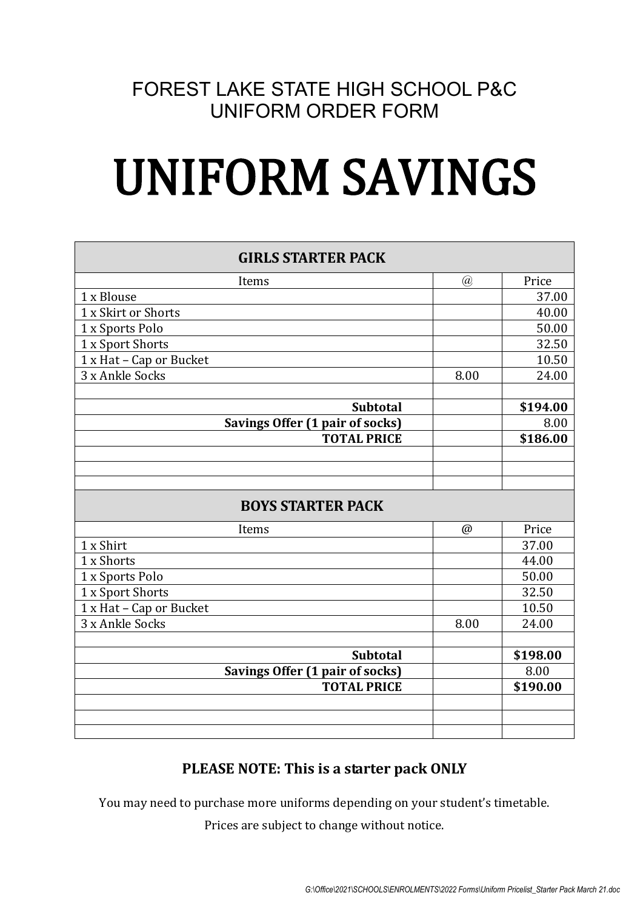FOREST LAKE STATE HIGH SCHOOL P&C
UNIFORM ORDER FORM

# UNIFORM SAVINGS

| GIRLS STARTER PACK | | |
|---|---|---|
| Items | @ | Price |
| 1 x Blouse | | 37.00 |
| 1 x Skirt or Shorts | | 40.00 |
| 1 x Sports Polo | | 50.00 |
| 1 x Sport Shorts | | 32.50 |
| 1 x Hat – Cap or Bucket | | 10.50 |
| 3 x Ankle Socks | 8.00 | 24.00 |
| | | |
| **Subtotal** | | **$194.00** |
| **Savings Offer (1 pair of socks)** | | 8.00 |
| **TOTAL PRICE** | | **$186.00** |
| | | |
| | | |
| | | |

| BOYS STARTER PACK | | |
|---|---|---|
| Items | @ | Price |
| 1 x Shirt | | 37.00 |
| 1 x Shorts | | 44.00 |
| 1 x Sports Polo | | 50.00 |
| 1 x Sport Shorts | | 32.50 |
| 1 x Hat – Cap or Bucket | | 10.50 |
| 3 x Ankle Socks | 8.00 | 24.00 |
| | | |
| **Subtotal** | | **$198.00** |
| **Savings Offer (1 pair of socks)** | | 8.00 |
| **TOTAL PRICE** | | **$190.00** |
| | | |
| | | |
| | | |

**PLEASE NOTE: This is a starter pack ONLY**

You may need to purchase more uniforms depending on your student's timetable.

Prices are subject to change without notice.